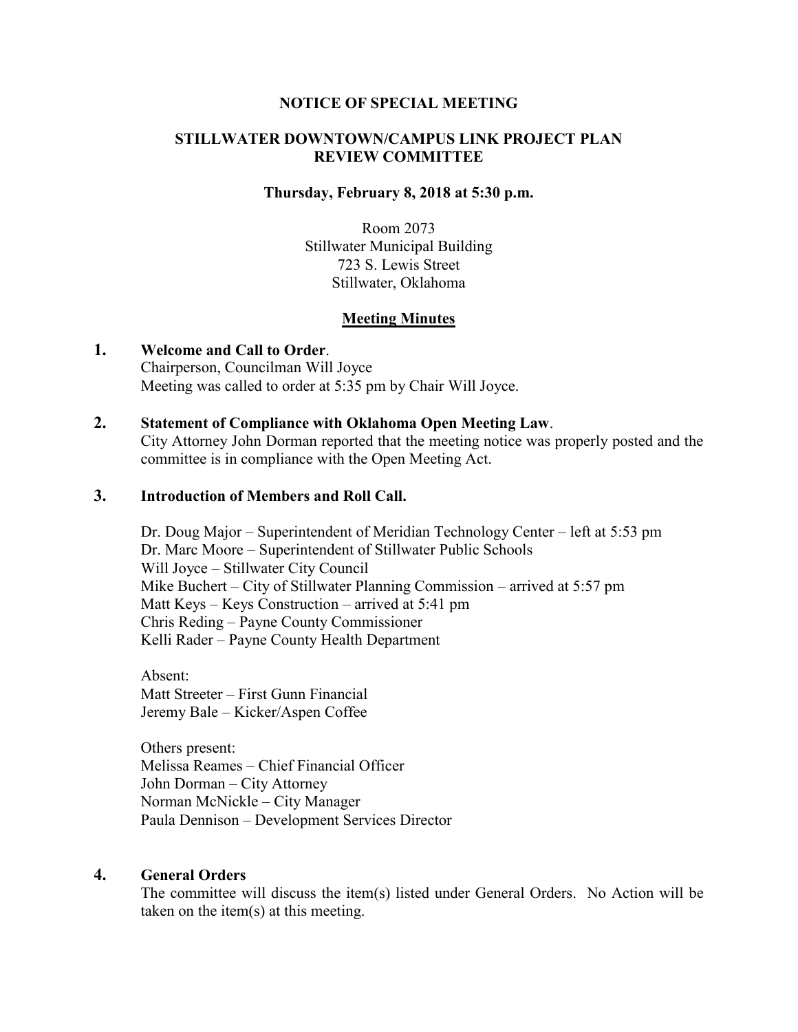# NOTICE OF SPECIAL MEETING

## STILLWATER DOWNTOWN/CAMPUS LINK PROJECT PLAN REVIEW COMMITTEE

**Thursday, February 8, 2018 at 5:30 p.m.**

Room 2073
Stillwater Municipal Building
723 S. Lewis Street
Stillwater, Oklahoma

**Meeting Minutes**

**1. Welcome and Call to Order**.
Chairperson, Councilman Will Joyce
Meeting was called to order at 5:35 pm by Chair Will Joyce.

**2. Statement of Compliance with Oklahoma Open Meeting Law**.
City Attorney John Dorman reported that the meeting notice was properly posted and the committee is in compliance with the Open Meeting Act.

**3. Introduction of Members and Roll Call.**

Dr. Doug Major – Superintendent of Meridian Technology Center – left at 5:53 pm
Dr. Marc Moore – Superintendent of Stillwater Public Schools
Will Joyce – Stillwater City Council
Mike Buchert – City of Stillwater Planning Commission – arrived at 5:57 pm
Matt Keys – Keys Construction – arrived at 5:41 pm
Chris Reding – Payne County Commissioner
Kelli Rader – Payne County Health Department

Absent:
Matt Streeter – First Gunn Financial
Jeremy Bale – Kicker/Aspen Coffee

Others present:
Melissa Reames – Chief Financial Officer
John Dorman – City Attorney
Norman McNickle – City Manager
Paula Dennison – Development Services Director

**4. General Orders**
The committee will discuss the item(s) listed under General Orders. No Action will be taken on the item(s) at this meeting.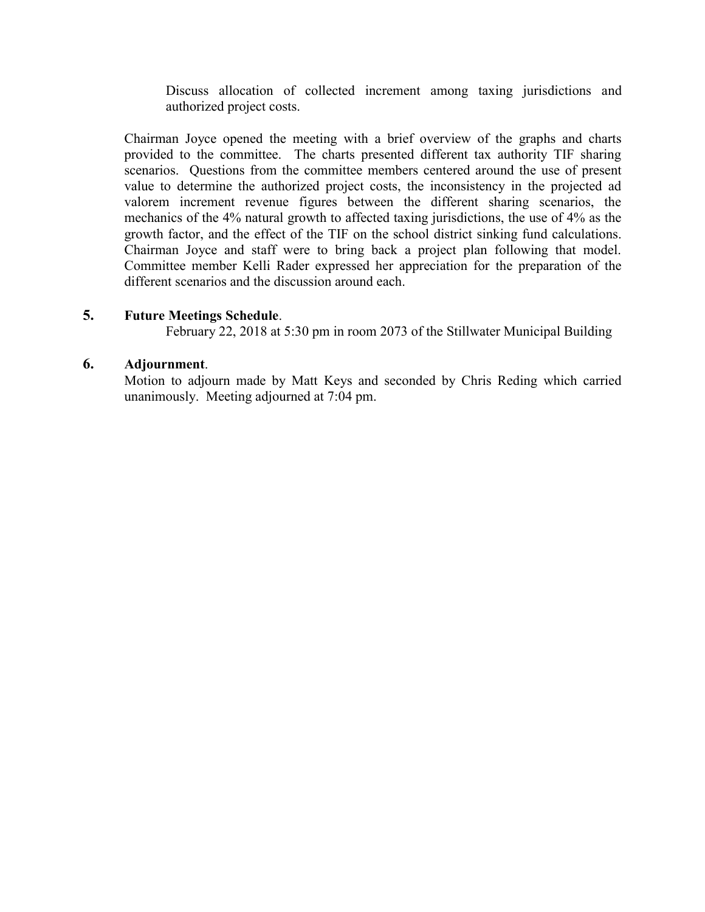Discuss allocation of collected increment among taxing jurisdictions and authorized project costs.

Chairman Joyce opened the meeting with a brief overview of the graphs and charts provided to the committee. The charts presented different tax authority TIF sharing scenarios. Questions from the committee members centered around the use of present value to determine the authorized project costs, the inconsistency in the projected ad valorem increment revenue figures between the different sharing scenarios, the mechanics of the 4% natural growth to affected taxing jurisdictions, the use of 4% as the growth factor, and the effect of the TIF on the school district sinking fund calculations. Chairman Joyce and staff were to bring back a project plan following that model. Committee member Kelli Rader expressed her appreciation for the preparation of the different scenarios and the discussion around each.

**5. Future Meetings Schedule**.

February 22, 2018 at 5:30 pm in room 2073 of the Stillwater Municipal Building

**6. Adjournment**.

Motion to adjourn made by Matt Keys and seconded by Chris Reding which carried unanimously. Meeting adjourned at 7:04 pm.